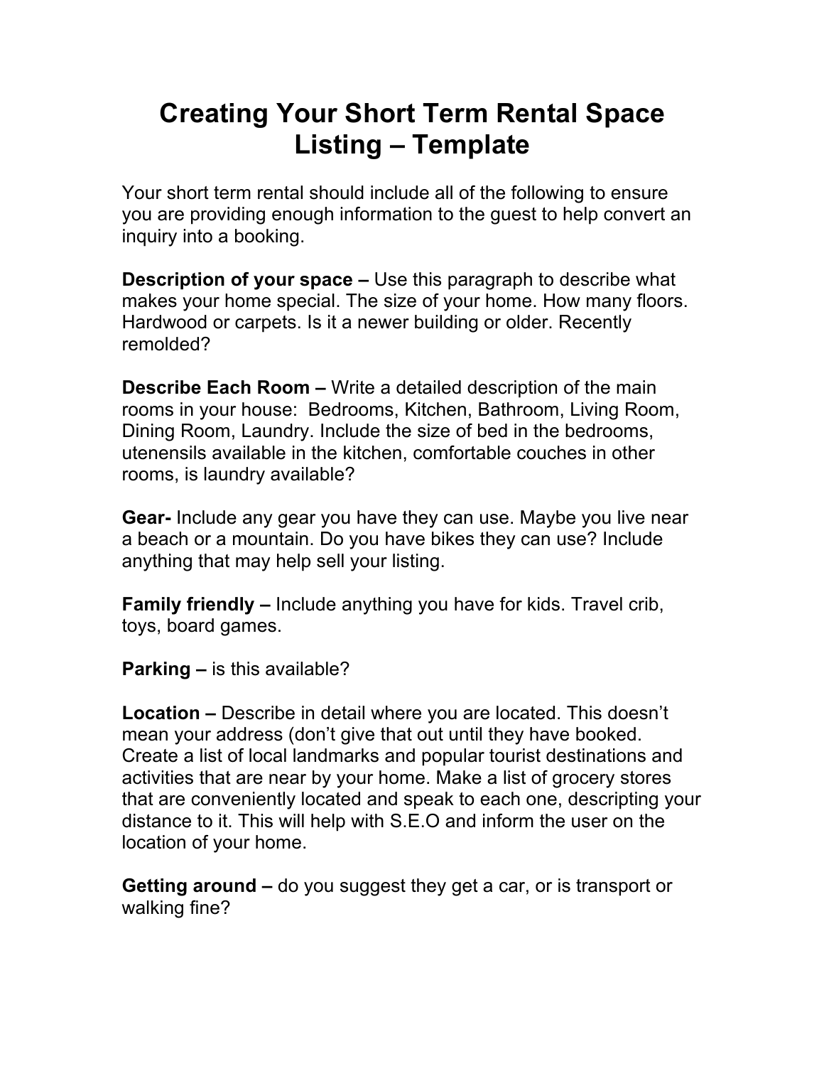# Creating Your Short Term Rental Space Listing – Template

Your short term rental should include all of the following to ensure you are providing enough information to the guest to help convert an inquiry into a booking.

**Description of your space –** Use this paragraph to describe what makes your home special. The size of your home. How many floors. Hardwood or carpets. Is it a newer building or older. Recently remolded?

**Describe Each Room –** Write a detailed description of the main rooms in your house: Bedrooms, Kitchen, Bathroom, Living Room, Dining Room, Laundry. Include the size of bed in the bedrooms, utenensils available in the kitchen, comfortable couches in other rooms, is laundry available?

**Gear-** Include any gear you have they can use. Maybe you live near a beach or a mountain. Do you have bikes they can use? Include anything that may help sell your listing.

**Family friendly –** Include anything you have for kids. Travel crib, toys, board games.

**Parking –** is this available?

**Location –** Describe in detail where you are located. This doesn't mean your address (don't give that out until they have booked. Create a list of local landmarks and popular tourist destinations and activities that are near by your home. Make a list of grocery stores that are conveniently located and speak to each one, descripting your distance to it. This will help with S.E.O and inform the user on the location of your home.

**Getting around –** do you suggest they get a car, or is transport or walking fine?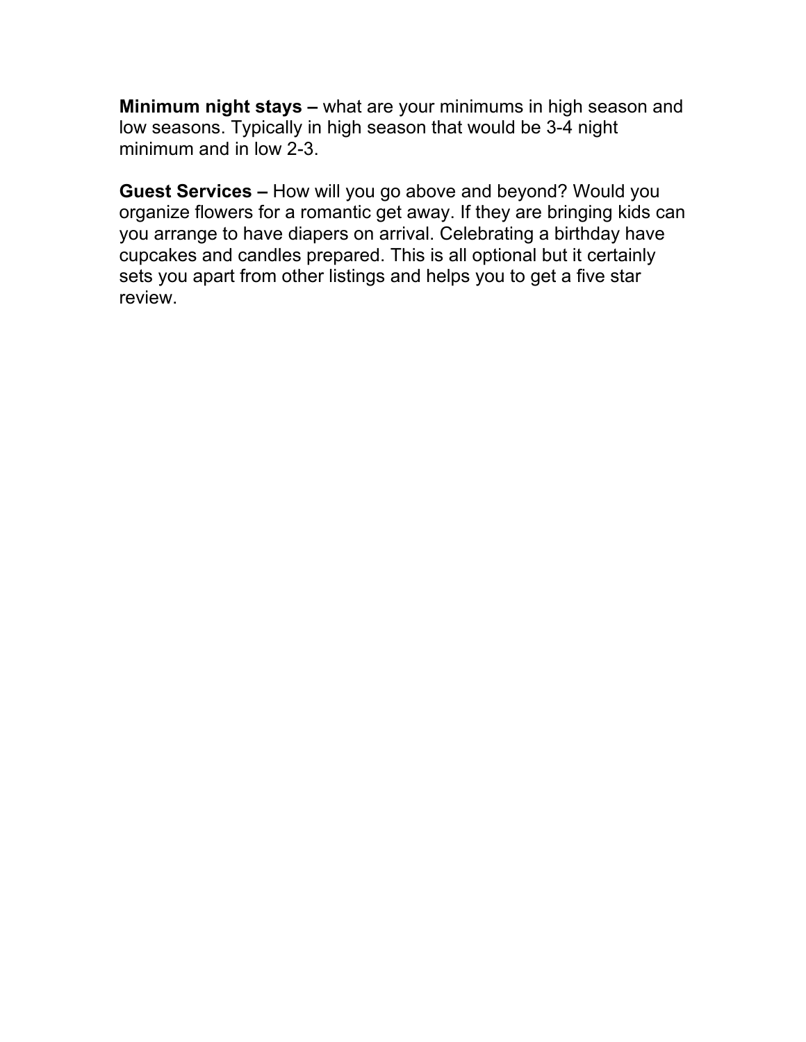**Minimum night stays –** what are your minimums in high season and low seasons. Typically in high season that would be 3-4 night minimum and in low 2-3.

**Guest Services –** How will you go above and beyond? Would you organize flowers for a romantic get away. If they are bringing kids can you arrange to have diapers on arrival. Celebrating a birthday have cupcakes and candles prepared. This is all optional but it certainly sets you apart from other listings and helps you to get a five star review.